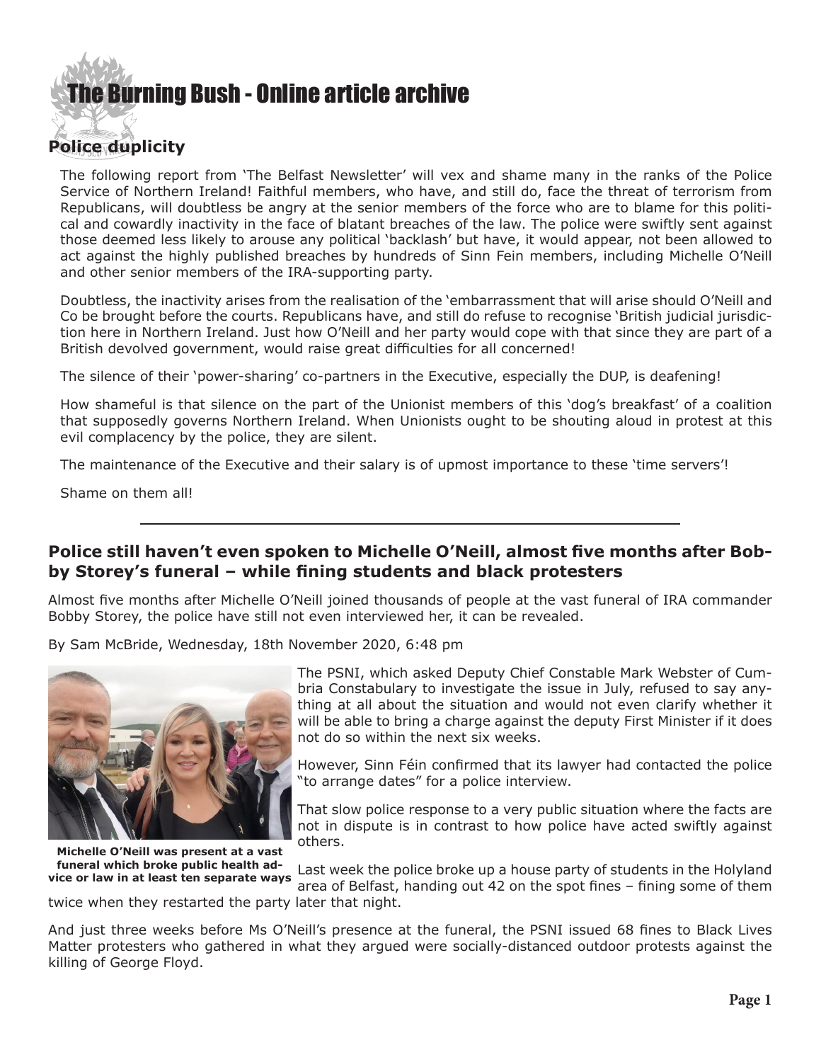# The Burning Bush - Online article archive

## Police duplicity

The following report from 'The Belfast Newsletter' will vex and shame many in the ranks of the Police Service of Northern Ireland! Faithful members, who have, and still do, face the threat of terrorism from Republicans, will doubtless be angry at the senior members of the force who are to blame for this political and cowardly inactivity in the face of blatant breaches of the law. The police were swiftly sent against those deemed less likely to arouse any political 'backlash' but have, it would appear, not been allowed to act against the highly published breaches by hundreds of Sinn Fein members, including Michelle O'Neill and other senior members of the IRA-supporting party.

Doubtless, the inactivity arises from the realisation of the 'embarrassment that will arise should O'Neill and Co be brought before the courts. Republicans have, and still do refuse to recognise 'British judicial jurisdiction here in Northern Ireland. Just how O'Neill and her party would cope with that since they are part of a British devolved government, would raise great difficulties for all concerned!

The silence of their 'power-sharing' co-partners in the Executive, especially the DUP, is deafening!

How shameful is that silence on the part of the Unionist members of this 'dog's breakfast' of a coalition that supposedly governs Northern Ireland. When Unionists ought to be shouting aloud in protest at this evil complacency by the police, they are silent.

The maintenance of the Executive and their salary is of upmost importance to these 'time servers'!

Shame on them all!

---

### Police still haven't even spoken to Michelle O'Neill, almost five months after Bobby Storey's funeral – while fining students and black protesters

Almost five months after Michelle O'Neill joined thousands of people at the vast funeral of IRA commander Bobby Storey, the police have still not even interviewed her, it can be revealed.

By Sam McBride, Wednesday, 18th November 2020, 6:48 pm

**Michelle O'Neill was present at a vast funeral which broke public health advice or law in at least ten separate ways**

The PSNI, which asked Deputy Chief Constable Mark Webster of Cumbria Constabulary to investigate the issue in July, refused to say anything at all about the situation and would not even clarify whether it will be able to bring a charge against the deputy First Minister if it does not do so within the next six weeks.

However, Sinn Féin confirmed that its lawyer had contacted the police "to arrange dates" for a police interview.

That slow police response to a very public situation where the facts are not in dispute is in contrast to how police have acted swiftly against others.

Last week the police broke up a house party of students in the Holyland area of Belfast, handing out 42 on the spot fines – fining some of them twice when they restarted the party later that night.

And just three weeks before Ms O'Neill's presence at the funeral, the PSNI issued 68 fines to Black Lives Matter protesters who gathered in what they argued were socially-distanced outdoor protests against the killing of George Floyd.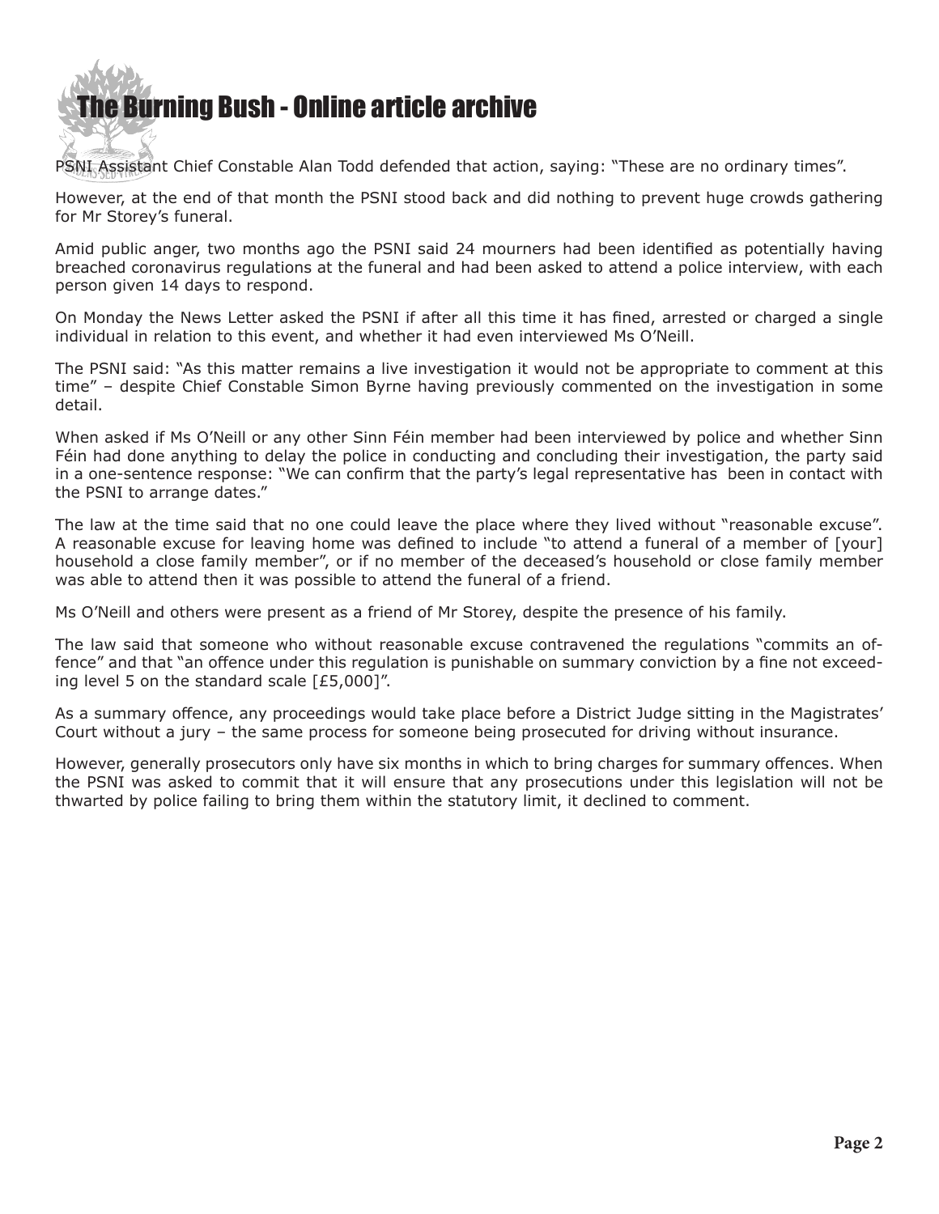PSNI Assistant Chief Constable Alan Todd defended that action, saying: "These are no ordinary times".

However, at the end of that month the PSNI stood back and did nothing to prevent huge crowds gathering for Mr Storey's funeral.

Amid public anger, two months ago the PSNI said 24 mourners had been identified as potentially having breached coronavirus regulations at the funeral and had been asked to attend a police interview, with each person given 14 days to respond.

On Monday the News Letter asked the PSNI if after all this time it has fined, arrested or charged a single individual in relation to this event, and whether it had even interviewed Ms O'Neill.

The PSNI said: "As this matter remains a live investigation it would not be appropriate to comment at this time" – despite Chief Constable Simon Byrne having previously commented on the investigation in some detail.

When asked if Ms O'Neill or any other Sinn Féin member had been interviewed by police and whether Sinn Féin had done anything to delay the police in conducting and concluding their investigation, the party said in a one-sentence response: "We can confirm that the party's legal representative has been in contact with the PSNI to arrange dates."

The law at the time said that no one could leave the place where they lived without "reasonable excuse". A reasonable excuse for leaving home was defined to include "to attend a funeral of a member of [your] household a close family member", or if no member of the deceased's household or close family member was able to attend then it was possible to attend the funeral of a friend.

Ms O'Neill and others were present as a friend of Mr Storey, despite the presence of his family.

The law said that someone who without reasonable excuse contravened the regulations "commits an offence" and that "an offence under this regulation is punishable on summary conviction by a fine not exceeding level 5 on the standard scale [£5,000]".

As a summary offence, any proceedings would take place before a District Judge sitting in the Magistrates' Court without a jury – the same process for someone being prosecuted for driving without insurance.

However, generally prosecutors only have six months in which to bring charges for summary offences. When the PSNI was asked to commit that it will ensure that any prosecutions under this legislation will not be thwarted by police failing to bring them within the statutory limit, it declined to comment.